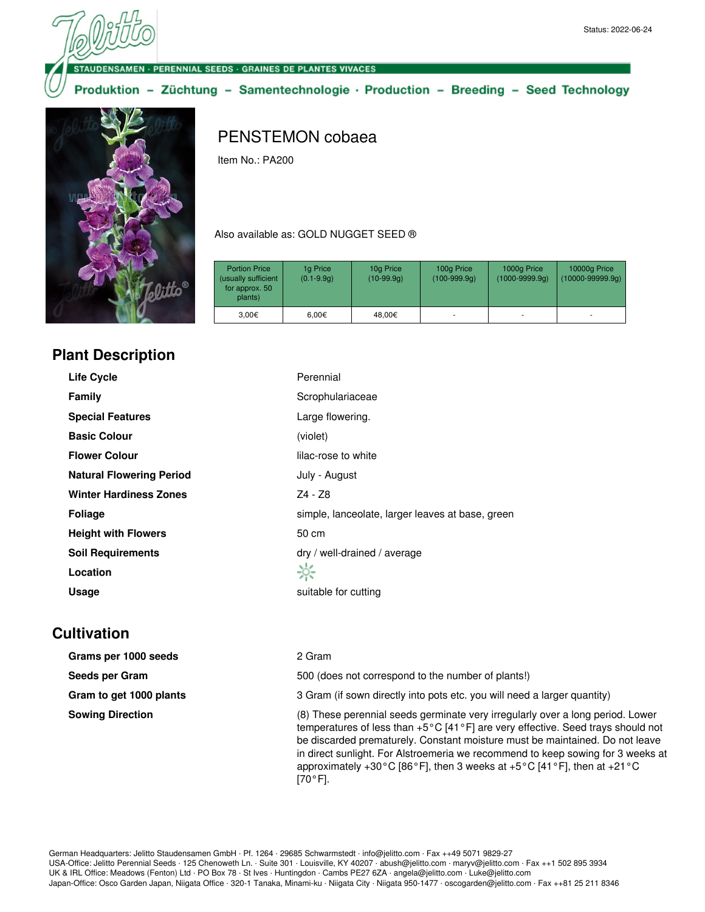Status: 2022-06-24

STAUDENSAMEN · PERENNIAL SEEDS · GRAINES DE PLANTES VIVACES

Produktion – Züchtung – Samentechnologie · Production – Breeding – Seed Technology

# PENSTEMON cobaea

Item No.: PA200

Also available as: GOLD NUGGET SEED ®

| Portion Price (usually sufficient for approx. 50 plants) | 1g Price (0.1-9.9g) | 10g Price (10-99.9g) | 100g Price (100-999.9g) | 1000g Price (1000-9999.9g) | 10000g Price (10000-99999.9g) |
|---|---|---|---|---|---|
| 3,00€ | 6,00€ | 48,00€ | - | - | - |

## Plant Description

| | |
|---|---|
| **Life Cycle** | Perennial |
| **Family** | Scrophulariaceae |
| **Special Features** | Large flowering. |
| **Basic Colour** | (violet) |
| **Flower Colour** | lilac-rose to white |
| **Natural Flowering Period** | July - August |
| **Winter Hardiness Zones** | Z4 - Z8 |
| **Foliage** | simple, lanceolate, larger leaves at base, green |
| **Height with Flowers** | 50 cm |
| **Soil Requirements** | dry / well-drained / average |
| **Location** | |
| **Usage** | suitable for cutting |

## Cultivation

| | |
|---|---|
| **Grams per 1000 seeds** | 2 Gram |
| **Seeds per Gram** | 500 (does not correspond to the number of plants!) |
| **Gram to get 1000 plants** | 3 Gram (if sown directly into pots etc. you will need a larger quantity) |
| **Sowing Direction** | (8) These perennial seeds germinate very irregularly over a long period. Lower temperatures of less than +5°C [41°F] are very effective. Seed trays should not be discarded prematurely. Constant moisture must be maintained. Do not leave in direct sunlight. For Alstroemeria we recommend to keep sowing for 3 weeks at approximately +30°C [86°F], then 3 weeks at +5°C [41°F], then at +21°C [70°F]. |

German Headquarters: Jelitto Staudensamen GmbH · Pf. 1264 · 29685 Schwarmstedt · info@jelitto.com · Fax ++49 5071 9829-27
USA-Office: Jelitto Perennial Seeds · 125 Chenoweth Ln. · Suite 301 · Louisville, KY 40207 · abush@jelitto.com · maryv@jelitto.com · Fax ++1 502 895 3934
UK & IRL Office: Meadows (Fenton) Ltd · PO Box 78 · St Ives · Huntingdon · Cambs PE27 6ZA · angela@jelitto.com · Luke@jelitto.com
Japan-Office: Osco Garden Japan, Niigata Office · 320-1 Tanaka, Minami-ku · Niigata City · Niigata 950-1477 · oscogarden@jelitto.com · Fax ++81 25 211 8346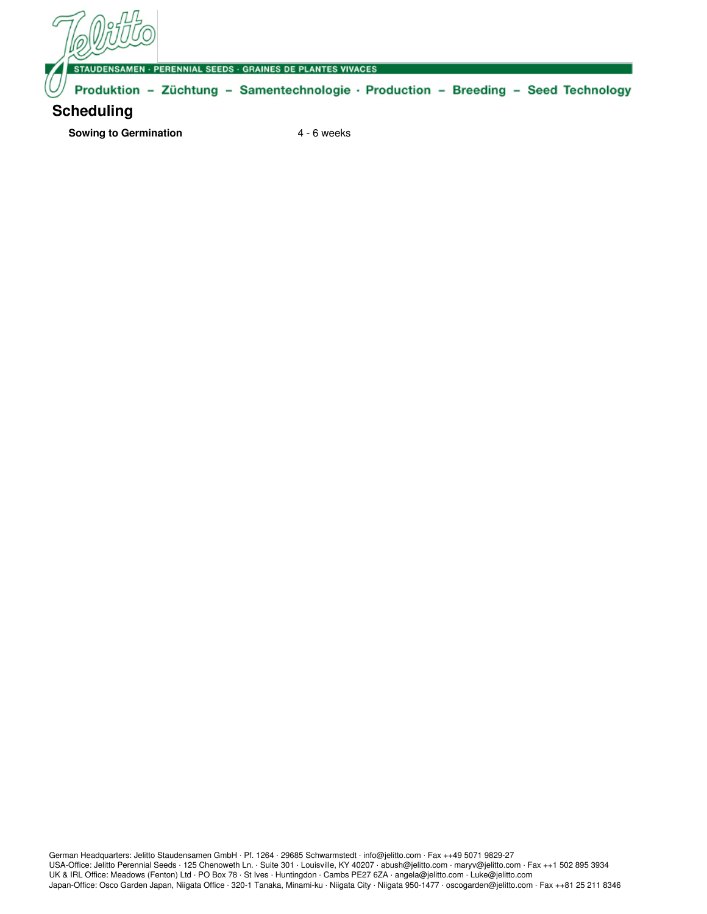## Scheduling

| | |
|---|---|
| **Sowing to Germination** | 4 - 6 weeks |